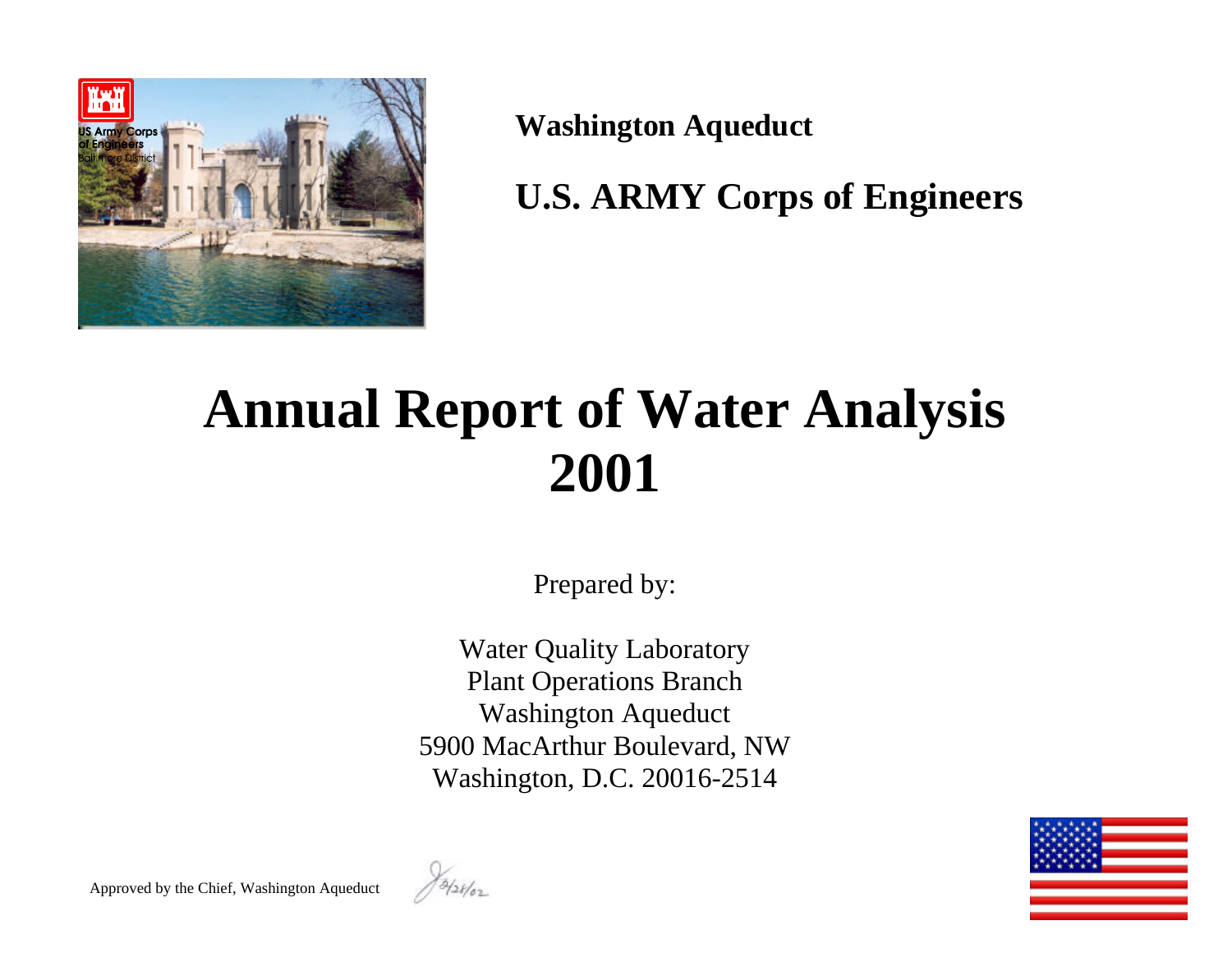**Washington Aqueduct**

**U.S. ARMY Corps of Engineers**

# Annual Report of Water Analysis 2001

Prepared by:

Water Quality Laboratory
Plant Operations Branch
Washington Aqueduct
5900 MacArthur Boulevard, NW
Washington, D.C. 20016-2514

Approved by the Chief, Washington Aqueduct 3/28/02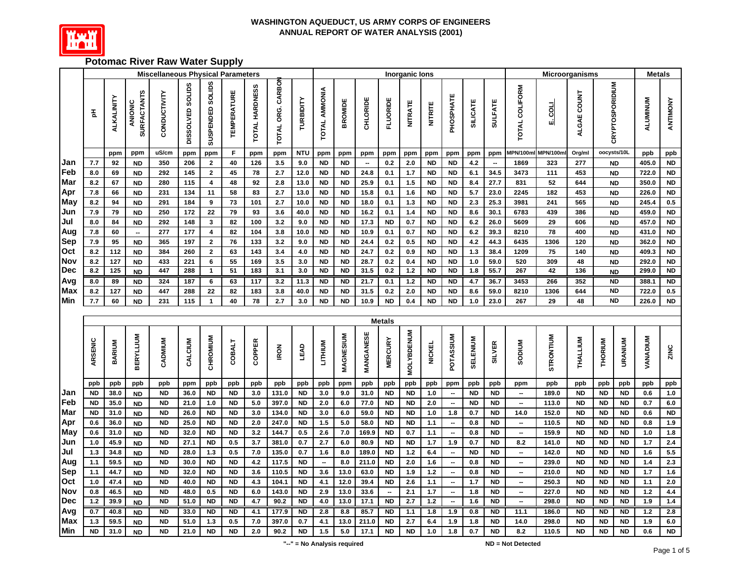# WASHINGTON AQUEDUCT, US ARMY CORPS OF ENGINEERS
## ANNUAL REPORT OF WATER ANALYSIS (2001)

## Potomac River Raw Water Supply

| | Miscellaneous Physical Parameters | | | | | | | | | | Inorganic Ions | | | | | | | | | | Microorganisms | | | | Metals | |
|---|---|---|---|---|---|---|---|---|---|---|---|---|---|---|---|---|---|---|---|---|---|---|---|---|---|---|
| | pH | ALKALINITY | ANIONIC SURFACTANTS | CONDUCTIVITY | DISSOLVED SOLIDS | SUSPENDED SOLIDS | TEMPERATURE | TOTAL HARDNESS | TOTAL ORG. CARBON | TURBIDITY | TOTAL AMMONIA | BROMIDE | CHLORIDE | FLUORIDE | NITRATE | NITRITE | PHOSPHATE | SILICATE | SULFATE | TOTAL COLIFORM | E. COLI | ALGAE COUNT | CRYPTOSPORIDIUM | ALUMINUM | ANTIMONY |
| | | ppm | ppm | uS/cm | ppm | ppm | F | ppm | ppm | NTU | ppm | ppm | ppm | ppm | ppm | ppm | ppm | ppm | ppm | MPN/100ml | MPN/100ml | Org/ml | oocysts/10L | ppb | ppb |
| Jan | 7.7 | 92 | ND | 350 | 206 | 2 | 40 | 126 | 3.5 | 9.0 | ND | ND | -- | 0.2 | 2.0 | ND | ND | 4.2 | -- | 1869 | 323 | 277 | ND | 405.0 | ND |
| Feb | 8.0 | 69 | ND | 292 | 145 | 2 | 45 | 78 | 2.7 | 12.0 | ND | ND | 24.8 | 0.1 | 1.7 | ND | ND | 6.1 | 34.5 | 3473 | 111 | 453 | ND | 722.0 | ND |
| Mar | 8.2 | 67 | ND | 280 | 115 | 4 | 48 | 92 | 2.8 | 13.0 | ND | ND | 25.9 | 0.1 | 1.5 | ND | ND | 8.4 | 27.7 | 831 | 52 | 644 | ND | 350.0 | ND |
| Apr | 7.8 | 66 | ND | 231 | 134 | 11 | 58 | 83 | 2.7 | 13.0 | ND | ND | 15.8 | 0.1 | 1.6 | ND | ND | 5.7 | 23.0 | 2245 | 182 | 453 | ND | 226.0 | ND |
| May | 8.2 | 94 | ND | 291 | 184 | 9 | 73 | 101 | 2.7 | 10.0 | ND | ND | 18.0 | 0.1 | 1.3 | ND | ND | 2.3 | 25.3 | 3981 | 241 | 565 | ND | 245.4 | 0.5 |
| Jun | 7.9 | 79 | ND | 250 | 172 | 22 | 79 | 93 | 3.6 | 40.0 | ND | ND | 16.2 | 0.1 | 1.4 | ND | ND | 8.6 | 30.1 | 6783 | 439 | 386 | ND | 459.0 | ND |
| Jul | 8.0 | 84 | ND | 292 | 148 | 3 | 82 | 100 | 3.2 | 9.0 | ND | ND | 17.3 | ND | 0.7 | ND | ND | 6.2 | 26.0 | 5609 | 29 | 606 | ND | 457.0 | ND |
| Aug | 7.8 | 60 | -- | 277 | 177 | 4 | 82 | 104 | 3.8 | 10.0 | ND | ND | 10.9 | 0.1 | 0.7 | ND | ND | 6.2 | 39.3 | 8210 | 78 | 400 | ND | 431.0 | ND |
| Sep | 7.9 | 95 | ND | 365 | 197 | 2 | 76 | 133 | 3.2 | 9.0 | ND | ND | 24.4 | 0.2 | 0.5 | ND | ND | 4.2 | 44.3 | 6435 | 1306 | 120 | ND | 362.0 | ND |
| Oct | 8.2 | 112 | ND | 384 | 260 | 2 | 63 | 143 | 3.4 | 4.0 | ND | ND | 24.7 | 0.2 | 0.9 | ND | ND | 1.3 | 38.4 | 1209 | 75 | 140 | ND | 409.3 | ND |
| Nov | 8.2 | 127 | ND | 433 | 221 | 6 | 55 | 169 | 3.5 | 3.0 | ND | ND | 28.7 | 0.2 | 0.4 | ND | ND | 1.0 | 59.0 | 520 | 309 | 48 | ND | 292.0 | ND |
| Dec | 8.2 | 125 | ND | 447 | 288 | 1 | 51 | 183 | 3.1 | 3.0 | ND | ND | 31.5 | 0.2 | 1.2 | ND | ND | 1.8 | 55.7 | 267 | 42 | 136 | ND | 299.0 | ND |
| Avg | 8.0 | 89 | ND | 324 | 187 | 6 | 63 | 117 | 3.2 | 11.3 | ND | ND | 21.7 | 0.1 | 1.2 | ND | ND | 4.7 | 36.7 | 3453 | 266 | 352 | ND | 388.1 | ND |
| Max | 8.2 | 127 | ND | 447 | 288 | 22 | 82 | 183 | 3.8 | 40.0 | ND | ND | 31.5 | 0.2 | 2.0 | ND | ND | 8.6 | 59.0 | 8210 | 1306 | 644 | ND | 722.0 | 0.5 |
| Min | 7.7 | 60 | ND | 231 | 115 | 1 | 40 | 78 | 2.7 | 3.0 | ND | ND | 10.9 | ND | 0.4 | ND | ND | 1.0 | 23.0 | 267 | 29 | 48 | ND | 226.0 | ND |

| | Metals | | | | | | | | | | | | | | | | | | | | | | | | | |
|---|---|---|---|---|---|---|---|---|---|---|---|---|---|---|---|---|---|---|---|---|---|---|---|---|---|---|
| | ARSENIC | BARIUM | BERYLLIUM | CADMIUM | CALCIUM | CHROMIUM | COBALT | COPPER | IRON | LEAD | LITHIUM | MAGNESIUM | MANGANESE | MERCURY | MOLYBDENUM | NICKEL | POTASSIUM | SELENIUM | SILVER | SODIUM | STRONTIUM | THALLIUM | THORIUM | URANIUM | VANADIUM | ZINC |
| | ppb | ppb | ppb | ppb | ppm | ppb | ppb | ppb | ppb | ppb | ppb | ppm | ppb | ppb | ppb | ppb | ppm | ppb | ppb | ppm | ppb | ppb | ppb | ppb | ppb | ppb |
| Jan | ND | 38.0 | ND | ND | 36.0 | ND | ND | 3.0 | 131.0 | ND | 3.0 | 9.0 | 31.0 | ND | ND | 1.0 | -- | ND | ND | -- | 189.0 | ND | ND | ND | 0.6 | 1.0 |
| Feb | ND | 35.0 | ND | ND | 21.0 | 1.0 | ND | 5.0 | 397.0 | ND | 2.0 | 6.0 | 77.0 | ND | ND | 2.0 | -- | ND | ND | -- | 113.0 | ND | ND | ND | 0.7 | 6.0 |
| Mar | ND | 31.0 | ND | ND | 26.0 | ND | ND | 3.0 | 134.0 | ND | 3.0 | 6.0 | 59.0 | ND | ND | 1.0 | 1.8 | 0.7 | ND | 14.0 | 152.0 | ND | ND | ND | 0.6 | ND |
| Apr | 0.6 | 36.0 | ND | ND | 25.0 | ND | ND | 2.0 | 247.0 | ND | 1.5 | 5.0 | 58.0 | ND | ND | 1.1 | -- | 0.8 | ND | -- | 110.5 | ND | ND | ND | 0.8 | 1.9 |
| May | 0.6 | 31.0 | ND | ND | 32.0 | ND | ND | 3.2 | 144.7 | 0.5 | 2.6 | 7.0 | 169.9 | ND | 0.7 | 1.1 | -- | 0.8 | ND | -- | 159.9 | ND | ND | ND | 1.0 | 1.8 |
| Jun | 1.0 | 45.9 | ND | ND | 27.1 | ND | 0.5 | 3.7 | 381.0 | 0.7 | 2.7 | 6.0 | 80.9 | ND | ND | 1.7 | 1.9 | 0.7 | ND | 8.2 | 141.0 | ND | ND | ND | 1.7 | 2.4 |
| Jul | 1.3 | 34.8 | ND | ND | 28.0 | 1.3 | 0.5 | 7.0 | 135.0 | 0.7 | 1.6 | 8.0 | 189.0 | ND | 1.2 | 6.4 | -- | ND | ND | -- | 142.0 | ND | ND | ND | 1.6 | 5.5 |
| Aug | 1.1 | 59.5 | ND | ND | 30.0 | ND | ND | 4.2 | 117.5 | ND | -- | 8.0 | 211.0 | ND | 2.0 | 1.6 | -- | 0.8 | ND | -- | 239.0 | ND | ND | ND | 1.4 | 2.3 |
| Sep | 1.1 | 44.7 | ND | ND | 32.0 | ND | ND | 3.6 | 110.5 | ND | 3.6 | 13.0 | 63.0 | ND | 1.9 | 1.2 | -- | 0.8 | ND | -- | 210.0 | ND | ND | ND | 1.7 | 1.6 |
| Oct | 1.0 | 47.4 | ND | ND | 40.0 | ND | ND | 4.3 | 104.1 | ND | 4.1 | 12.0 | 39.4 | ND | 2.6 | 1.1 | -- | 1.7 | ND | -- | 250.3 | ND | ND | ND | 1.1 | 2.0 |
| Nov | 0.8 | 46.5 | ND | ND | 48.0 | 0.5 | ND | 6.0 | 143.0 | ND | 2.9 | 13.0 | 33.6 | -- | 2.1 | 1.7 | -- | 1.8 | ND | -- | 227.0 | ND | ND | ND | 1.2 | 4.4 |
| Dec | 1.2 | 39.9 | ND | ND | 51.0 | ND | ND | 4.7 | 90.2 | ND | 4.0 | 13.0 | 17.1 | ND | 2.7 | 1.2 | -- | 1.6 | ND | -- | 298.0 | ND | ND | ND | 1.9 | 1.4 |
| Avg | 0.7 | 40.8 | ND | ND | 33.0 | ND | ND | 4.1 | 177.9 | ND | 2.8 | 8.8 | 85.7 | ND | 1.1 | 1.8 | 1.9 | 0.8 | ND | 11.1 | 186.0 | ND | ND | ND | 1.2 | 2.8 |
| Max | 1.3 | 59.5 | ND | ND | 51.0 | 1.3 | 0.5 | 7.0 | 397.0 | 0.7 | 4.1 | 13.0 | 211.0 | ND | 2.7 | 6.4 | 1.9 | 1.8 | ND | 14.0 | 298.0 | ND | ND | ND | 1.9 | 6.0 |
| Min | ND | 31.0 | ND | ND | 21.0 | ND | ND | 2.0 | 90.2 | ND | 1.5 | 5.0 | 17.1 | ND | ND | 1.0 | 1.8 | 0.7 | ND | 8.2 | 110.5 | ND | ND | ND | 0.6 | ND |

"--" = No Analysis required    ND = Not Detected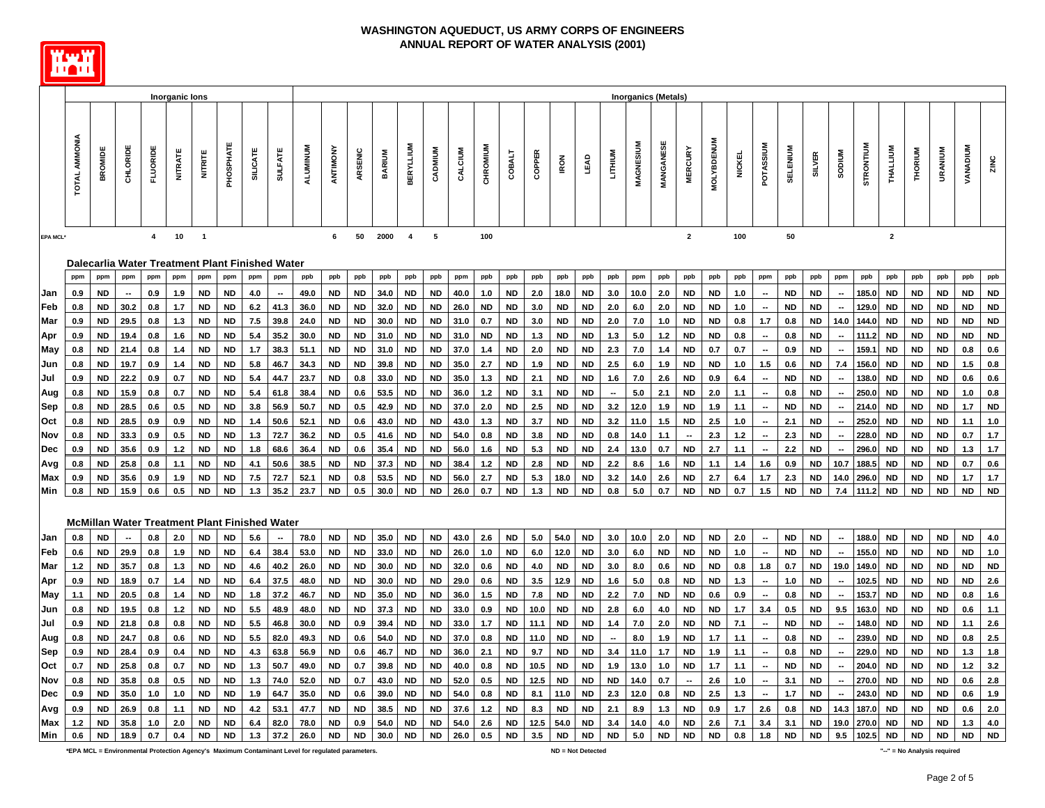# WASHINGTON AQUEDUCT, US ARMY CORPS OF ENGINEERS
## ANNUAL REPORT OF WATER ANALYSIS (2001)

| | Inorganic Ions | | | | | | | | | Inorganics (Metals) | | | | | | | | | | | | | | | | | | | | | | | | | | | |
|---|---|---|---|---|---|---|---|---|---|---|---|---|---|---|---|---|---|---|---|---|---|---|---|---|---|---|---|---|---|---|---|---|---|---|---|---|---|
| | TOTAL AMMONIA | BROMIDE | CHLORIDE | FLUORIDE | NITRATE | NITRITE | PHOSPHATE | SILICATE | SULFATE | ALUMINUM | ANTIMONY | ARSENIC | BARIUM | BERYLLIUM | CADMIUM | CALCIUM | CHROMIUM | COBALT | COPPER | IRON | LEAD | LITHIUM | MAGNESIUM | MANGANESE | MERCURY | MOLYBDENUM | NICKEL | POTASSIUM | SELENIUM | SILVER | SODIUM | STRONTIUM | THALLIUM | THORIUM | URANIUM | VANADIUM | ZINC |
| EPA MCL* | | | | 4 | 10 | 1 | | | | | 6 | 50 | 2000 | 4 | 5 | | 100 | | | | | | | | 2 | | 100 | | 50 | | | | 2 | | | | |
| **Dalecarlia Water Treatment Plant Finished Water** | | | | | | | | | | | | | | | | | | | | | | | | | | | | | | | | | | | | | |
| | ppm | ppm | ppm | ppm | ppm | ppm | ppm | ppm | ppm | ppb | ppb | ppb | ppb | ppb | ppb | ppm | ppb | ppb | ppb | ppb | ppb | ppb | ppm | ppb | ppb | ppb | ppb | ppm | ppb | ppb | ppm | ppb | ppb | ppb | ppb | ppb | ppb |
| Jan | 0.9 | ND | -- | 0.9 | 1.9 | ND | ND | 4.0 | -- | 49.0 | ND | ND | 34.0 | ND | ND | 40.0 | 1.0 | ND | 2.0 | 18.0 | ND | 3.0 | 10.0 | 2.0 | ND | ND | 1.0 | -- | ND | ND | -- | 185.0 | ND | ND | ND | ND | ND |
| Feb | 0.8 | ND | 30.2 | 0.8 | 1.7 | ND | ND | 6.2 | 41.3 | 36.0 | ND | ND | 32.0 | ND | ND | 26.0 | ND | ND | 3.0 | ND | ND | 2.0 | 6.0 | 2.0 | ND | ND | 1.0 | -- | ND | ND | -- | 129.0 | ND | ND | ND | ND | ND |
| Mar | 0.9 | ND | 29.5 | 0.8 | 1.3 | ND | ND | 7.5 | 39.8 | 24.0 | ND | ND | 30.0 | ND | ND | 31.0 | 0.7 | ND | 3.0 | ND | ND | 2.0 | 7.0 | 1.0 | ND | ND | 0.8 | 1.7 | 0.8 | ND | 14.0 | 144.0 | ND | ND | ND | ND | ND |
| Apr | 0.9 | ND | 19.4 | 0.8 | 1.6 | ND | ND | 5.4 | 35.2 | 30.0 | ND | ND | 31.0 | ND | ND | 31.0 | ND | ND | 1.3 | ND | ND | 1.3 | 5.0 | 1.2 | ND | ND | 0.8 | -- | 0.8 | ND | -- | 111.2 | ND | ND | ND | ND | ND |
| May | 0.8 | ND | 21.4 | 0.8 | 1.4 | ND | ND | 1.7 | 38.3 | 51.1 | ND | ND | 31.0 | ND | ND | 37.0 | 1.4 | ND | 2.0 | ND | ND | 2.3 | 7.0 | 1.4 | ND | 0.7 | 0.7 | -- | 0.9 | ND | -- | 159.1 | ND | ND | ND | 0.8 | 0.6 |
| Jun | 0.8 | ND | 19.7 | 0.9 | 1.4 | ND | ND | 5.8 | 46.7 | 34.3 | ND | ND | 39.8 | ND | ND | 35.0 | 2.7 | ND | 1.9 | ND | ND | 2.5 | 6.0 | 1.9 | ND | ND | 1.0 | 1.5 | 0.6 | ND | 7.4 | 156.0 | ND | ND | ND | 1.5 | 0.8 |
| Jul | 0.9 | ND | 22.2 | 0.9 | 0.7 | ND | ND | 5.4 | 44.7 | 23.7 | ND | 0.8 | 33.0 | ND | ND | 35.0 | 1.3 | ND | 2.1 | ND | ND | 1.6 | 7.0 | 2.6 | ND | 0.9 | 6.4 | -- | ND | ND | -- | 138.0 | ND | ND | ND | 0.6 | 0.6 |
| Aug | 0.8 | ND | 15.9 | 0.8 | 0.7 | ND | ND | 5.4 | 61.8 | 38.4 | ND | 0.6 | 53.5 | ND | ND | 36.0 | 1.2 | ND | 3.1 | ND | ND | -- | 5.0 | 2.1 | ND | 2.0 | 1.1 | -- | 0.8 | ND | -- | 250.0 | ND | ND | ND | 1.0 | 0.8 |
| Sep | 0.8 | ND | 28.5 | 0.6 | 0.5 | ND | ND | 3.8 | 56.9 | 50.7 | ND | 0.5 | 42.9 | ND | ND | 37.0 | 2.0 | ND | 2.5 | ND | ND | 3.2 | 12.0 | 1.9 | ND | 1.9 | 1.1 | -- | ND | ND | -- | 214.0 | ND | ND | ND | 1.7 | ND |
| Oct | 0.8 | ND | 28.5 | 0.9 | 0.9 | ND | ND | 1.4 | 50.6 | 52.1 | ND | 0.6 | 43.0 | ND | ND | 43.0 | 1.3 | ND | 3.7 | ND | ND | 3.2 | 11.0 | 1.5 | ND | 2.5 | 1.0 | -- | 2.1 | ND | -- | 252.0 | ND | ND | ND | 1.1 | 1.0 |
| Nov | 0.8 | ND | 33.3 | 0.9 | 0.5 | ND | ND | 1.3 | 72.7 | 36.2 | ND | 0.5 | 41.6 | ND | ND | 54.0 | 0.8 | ND | 3.8 | ND | ND | 0.8 | 14.0 | 1.1 | -- | 2.3 | 1.2 | -- | 2.3 | ND | -- | 228.0 | ND | ND | ND | 0.7 | 1.7 |
| Dec | 0.9 | ND | 35.6 | 0.9 | 1.2 | ND | ND | 1.8 | 68.6 | 36.4 | ND | 0.6 | 35.4 | ND | ND | 56.0 | 1.6 | ND | 5.3 | ND | ND | 2.4 | 13.0 | 0.7 | ND | 2.7 | 1.1 | -- | 2.2 | ND | -- | 296.0 | ND | ND | ND | 1.3 | 1.7 |
| Avg | 0.8 | ND | 25.8 | 0.8 | 1.1 | ND | ND | 4.1 | 50.6 | 38.5 | ND | ND | 37.3 | ND | ND | 38.4 | 1.2 | ND | 2.8 | ND | ND | 2.2 | 8.6 | 1.6 | ND | 1.1 | 1.4 | 1.6 | 0.9 | ND | 10.7 | 188.5 | ND | ND | ND | 0.7 | 0.6 |
| Max | 0.9 | ND | 35.6 | 0.9 | 1.9 | ND | ND | 7.5 | 72.7 | 52.1 | ND | 0.8 | 53.5 | ND | ND | 56.0 | 2.7 | ND | 5.3 | 18.0 | ND | 3.2 | 14.0 | 2.6 | ND | 2.7 | 6.4 | 1.7 | 2.3 | ND | 14.0 | 296.0 | ND | ND | ND | 1.7 | 1.7 |
| Min | 0.8 | ND | 15.9 | 0.6 | 0.5 | ND | ND | 1.3 | 35.2 | 23.7 | ND | 0.5 | 30.0 | ND | ND | 26.0 | 0.7 | ND | 1.3 | ND | ND | 0.8 | 5.0 | 0.7 | ND | ND | 0.7 | 1.5 | ND | ND | 7.4 | 111.2 | ND | ND | ND | ND | ND |
| **McMillan Water Treatment Plant Finished Water** | | | | | | | | | | | | | | | | | | | | | | | | | | | | | | | | | | | | | |
| Jan | 0.8 | ND | -- | 0.8 | 2.0 | ND | ND | 5.6 | -- | 78.0 | ND | ND | 35.0 | ND | ND | 43.0 | 2.6 | ND | 5.0 | 54.0 | ND | 3.0 | 10.0 | 2.0 | ND | ND | 2.0 | -- | ND | ND | -- | 188.0 | ND | ND | ND | ND | 4.0 |
| Feb | 0.6 | ND | 29.9 | 0.8 | 1.9 | ND | ND | 6.4 | 38.4 | 53.0 | ND | ND | 33.0 | ND | ND | 26.0 | 1.0 | ND | 6.0 | 12.0 | ND | 3.0 | 6.0 | ND | ND | ND | 1.0 | -- | ND | ND | -- | 155.0 | ND | ND | ND | ND | 1.0 |
| Mar | 1.2 | ND | 35.7 | 0.8 | 1.3 | ND | ND | 4.6 | 40.2 | 26.0 | ND | ND | 30.0 | ND | ND | 32.0 | 0.6 | ND | 4.0 | ND | ND | 3.0 | 8.0 | 0.6 | ND | ND | 0.8 | 1.8 | 0.7 | ND | 19.0 | 149.0 | ND | ND | ND | ND | ND |
| Apr | 0.9 | ND | 18.9 | 0.7 | 1.4 | ND | ND | 6.4 | 37.5 | 48.0 | ND | ND | 30.0 | ND | ND | 29.0 | 0.6 | ND | 3.5 | 12.9 | ND | 1.6 | 5.0 | 0.8 | ND | ND | 1.3 | -- | 1.0 | ND | -- | 102.5 | ND | ND | ND | ND | 2.6 |
| May | 1.1 | ND | 20.5 | 0.8 | 1.4 | ND | ND | 1.8 | 37.2 | 46.7 | ND | ND | 35.0 | ND | ND | 36.0 | 1.5 | ND | 7.8 | ND | ND | 2.2 | 7.0 | ND | ND | 0.6 | 0.9 | -- | 0.8 | ND | -- | 153.7 | ND | ND | ND | 0.8 | 1.6 |
| Jun | 0.8 | ND | 19.5 | 0.8 | 1.2 | ND | ND | 5.5 | 48.9 | 48.0 | ND | ND | 37.3 | ND | ND | 33.0 | 0.9 | ND | 10.0 | ND | ND | 2.8 | 6.0 | 4.0 | ND | ND | 1.7 | 3.4 | 0.5 | ND | 9.5 | 163.0 | ND | ND | ND | 0.6 | 1.1 |
| Jul | 0.9 | ND | 21.8 | 0.8 | 0.8 | ND | ND | 5.5 | 46.8 | 30.0 | ND | 0.9 | 39.4 | ND | ND | 33.0 | 1.7 | ND | 11.1 | ND | ND | 1.4 | 7.0 | 2.0 | ND | ND | 7.1 | -- | ND | ND | -- | 148.0 | ND | ND | ND | 1.1 | 2.6 |
| Aug | 0.8 | ND | 24.7 | 0.8 | 0.6 | ND | ND | 5.5 | 82.0 | 49.3 | ND | 0.6 | 54.0 | ND | ND | 37.0 | 0.8 | ND | 11.0 | ND | ND | -- | 8.0 | 1.9 | ND | 1.7 | 1.1 | -- | 0.8 | ND | -- | 239.0 | ND | ND | ND | 0.8 | 2.5 |
| Sep | 0.9 | ND | 28.4 | 0.9 | 0.4 | ND | ND | 4.3 | 63.8 | 56.9 | ND | 0.6 | 46.7 | ND | ND | 36.0 | 2.1 | ND | 9.7 | ND | ND | 3.4 | 11.0 | 1.7 | ND | 1.9 | 1.1 | -- | 0.8 | ND | -- | 229.0 | ND | ND | ND | 1.3 | 1.8 |
| Oct | 0.7 | ND | 25.8 | 0.8 | 0.7 | ND | ND | 1.3 | 50.7 | 49.0 | ND | 0.7 | 39.8 | ND | ND | 40.0 | 0.8 | ND | 10.5 | ND | ND | 1.9 | 13.0 | 1.0 | ND | 1.7 | 1.1 | -- | ND | ND | -- | 204.0 | ND | ND | ND | 1.2 | 3.2 |
| Nov | 0.8 | ND | 35.8 | 0.8 | 0.5 | ND | ND | 1.3 | 74.0 | 52.0 | ND | 0.7 | 43.0 | ND | ND | 52.0 | 0.5 | ND | 12.5 | ND | ND | ND | 14.0 | 0.7 | -- | 2.6 | 1.0 | -- | 3.1 | ND | -- | 270.0 | ND | ND | ND | 0.6 | 2.8 |
| Dec | 0.9 | ND | 35.0 | 1.0 | 1.0 | ND | ND | 1.9 | 64.7 | 35.0 | ND | 0.6 | 39.0 | ND | ND | 54.0 | 0.8 | ND | 8.1 | 11.0 | ND | 2.3 | 12.0 | 0.8 | ND | 2.5 | 1.3 | -- | 1.7 | ND | -- | 243.0 | ND | ND | ND | 0.6 | 1.9 |
| Avg | 0.9 | ND | 26.9 | 0.8 | 1.1 | ND | ND | 4.2 | 53.1 | 47.7 | ND | ND | 38.5 | ND | ND | 37.6 | 1.2 | ND | 8.3 | ND | ND | 2.1 | 8.9 | 1.3 | ND | 0.9 | 1.7 | 2.6 | 0.8 | ND | 14.3 | 187.0 | ND | ND | ND | 0.6 | 2.0 |
| Max | 1.2 | ND | 35.8 | 1.0 | 2.0 | ND | ND | 6.4 | 82.0 | 78.0 | ND | 0.9 | 54.0 | ND | ND | 54.0 | 2.6 | ND | 12.5 | 54.0 | ND | 3.4 | 14.0 | 4.0 | ND | 2.6 | 7.1 | 3.4 | 3.1 | ND | 19.0 | 270.0 | ND | ND | ND | 1.3 | 4.0 |
| Min | 0.6 | ND | 18.9 | 0.7 | 0.4 | ND | ND | 1.3 | 37.2 | 26.0 | ND | ND | 30.0 | ND | ND | 26.0 | 0.5 | ND | 3.5 | ND | ND | ND | 5.0 | ND | ND | ND | 0.8 | 1.8 | ND | ND | 9.5 | 102.5 | ND | ND | ND | ND | ND |

*EPA MCL = Environmental Protection Agency's Maximum Contaminant Level for regulated parameters.

ND = Not Detected

"--" = No Analysis required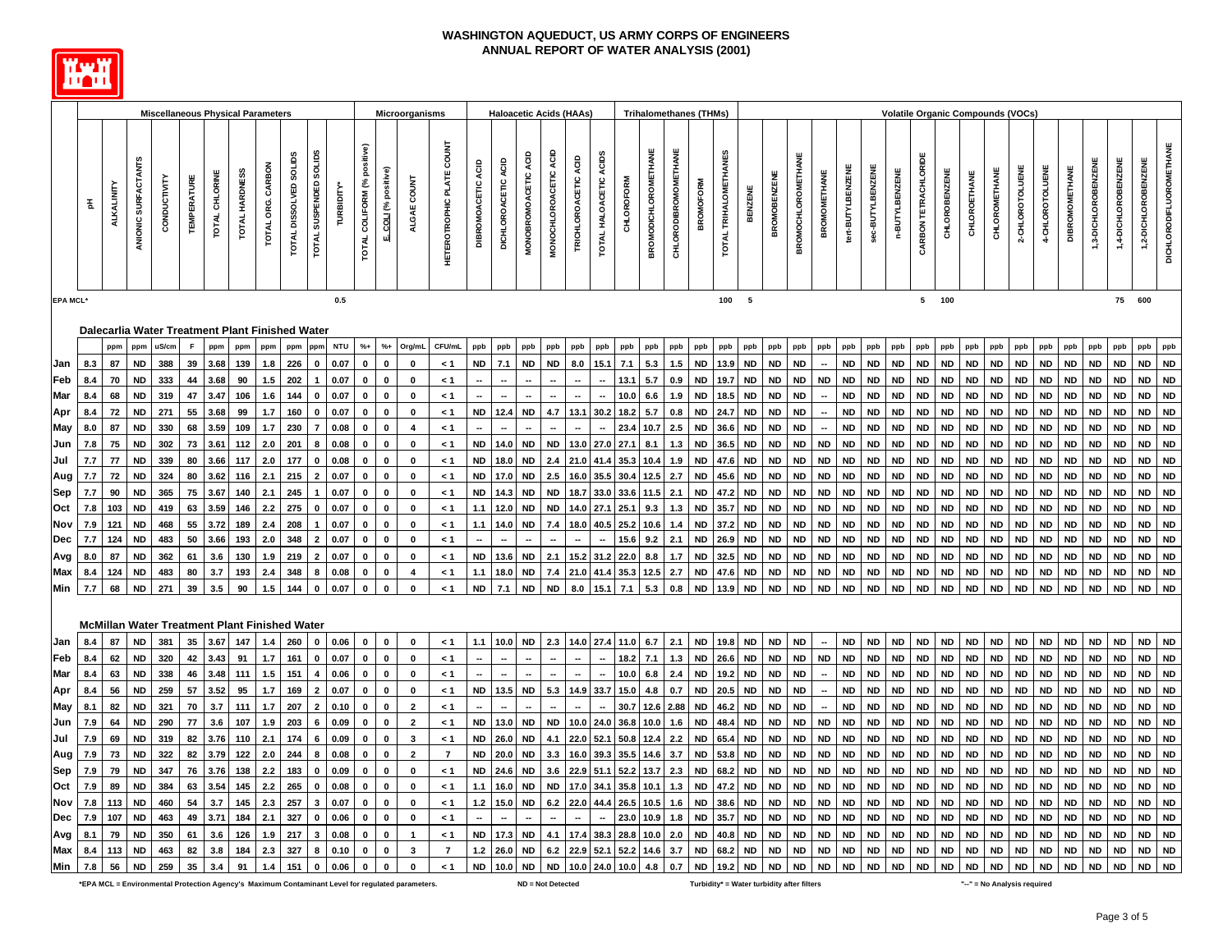# WASHINGTON AQUEDUCT, US ARMY CORPS OF ENGINEERS
## ANNUAL REPORT OF WATER ANALYSIS (2001)

| | Miscellaneous Physical Parameters | | | | | | | | | | | Microorganisms | | | | Haloacetic Acids (HAAs) | | | | | | Trihalomethanes (THMs) | | | | | Volatile Organic Compounds (VOCs) | | | | | | | | | | | | | | | | | |
|---|---|---|---|---|---|---|---|---|---|---|---|---|---|---|---|---|---|---|---|---|---|---|---|---|---|---|---|---|---|---|---|---|---|---|---|---|---|---|---|---|---|---|---|---|
| | pH | ALKALINITY | ANIONIC SURFACTANTS | CONDUCTIVITY | TEMPERATURE | TOTAL CHLORINE | TOTAL HARDNESS | TOTAL ORG. CARBON | TOTAL DISSOLVED SOLIDS | TOTAL SUSPENDED SOLIDS | TURBIDITY* | TOTAL COLIFORM (% positive) | E. COLI (% positive) | ALGAE COUNT | HETEROTROPHIC PLATE COUNT | DIBROMOACETIC ACID | DICHLOROACETIC ACID | MONOBROMOACETIC ACID | MONOCHLOROACETIC ACID | TRICHLOROACETIC ACID | TOTAL HALOACETIC ACIDS | CHLOROFORM | BROMODICHLOROMETHANE | CHLORODIBROMOMETHANE | BROMOFORM | TOTAL TRIHALOMETHANES | BENZENE | BROMOBENZENE | BROMOCHLOROMETHANE | BROMOMETHANE | tert-BUTYLBENZENE | sec-BUTYLBENZENE | n-BUTYLBENZENE | CARBON TETRACHLORIDE | CHLOROBENZENE | CHLOROETHANE | CHLOROMETHANE | 2-CHLOROTOLUENE | 4-CHLOROTOLUENE | DIBROMOMETHANE | 1,3-DICHLOROBENZENE | 1,4-DICHLOROBENZENE | 1,2-DICHLOROBENZENE | DICHLORODIFLUOROMETHANE |
| EPA MCL* | | | | | | | | | | | 0.5 | | | | | | | | | | | | | | | 100 | 5 | | | | | | | 5 | 100 | | | | | | | 75 | 600 | |
| **Dalecarlia Water Treatment Plant Finished Water** | | | | | | | | | | | | | | | | | | | | | | | | | | | | | | | | | | | | | | | | | | | | |
| | | ppm | ppm | uS/cm | F | ppm | ppm | ppm | ppm | ppm | NTU | %+ | %+ | Org/mL | CFU/mL | ppb | ppb | ppb | ppb | ppb | ppb | ppb | ppb | ppb | ppb | ppb | ppb | ppb | ppb | ppb | ppb | ppb | ppb | ppb | ppb | ppb | ppb | ppb | ppb | ppb | ppb | ppb | ppb | ppb |
| Jan | 8.3 | 87 | ND | 388 | 39 | 3.68 | 139 | 1.8 | 226 | 0 | 0.07 | 0 | 0 | 0 | < 1 | ND | 7.1 | ND | ND | 8.0 | 15.1 | 7.1 | 5.3 | 1.5 | ND | 13.9 | ND | ND | ND | -- | ND | ND | ND | ND | ND | ND | ND | ND | ND | ND | ND | ND | ND | ND |
| Feb | 8.4 | 70 | ND | 333 | 44 | 3.68 | 90 | 1.5 | 202 | 1 | 0.07 | 0 | 0 | 0 | < 1 | -- | -- | -- | -- | -- | -- | 13.1 | 5.7 | 0.9 | ND | 19.7 | ND | ND | ND | ND | ND | ND | ND | ND | ND | ND | ND | ND | ND | ND | ND | ND | ND | ND |
| Mar | 8.4 | 68 | ND | 319 | 47 | 3.47 | 106 | 1.6 | 144 | 0 | 0.07 | 0 | 0 | 0 | < 1 | -- | -- | -- | -- | -- | -- | 10.0 | 6.6 | 1.9 | ND | 18.5 | ND | ND | ND | -- | ND | ND | ND | ND | ND | ND | ND | ND | ND | ND | ND | ND | ND | ND |
| Apr | 8.4 | 72 | ND | 271 | 55 | 3.68 | 99 | 1.7 | 160 | 0 | 0.07 | 0 | 0 | 0 | < 1 | ND | 12.4 | ND | 4.7 | 13.1 | 30.2 | 18.2 | 5.7 | 0.8 | ND | 24.7 | ND | ND | ND | -- | ND | ND | ND | ND | ND | ND | ND | ND | ND | ND | ND | ND | ND | ND |
| May | 8.0 | 87 | ND | 330 | 68 | 3.59 | 109 | 1.7 | 230 | 7 | 0.08 | 0 | 0 | 4 | < 1 | -- | -- | -- | -- | -- | -- | 23.4 | 10.7 | 2.5 | ND | 36.6 | ND | ND | ND | -- | ND | ND | ND | ND | ND | ND | ND | ND | ND | ND | ND | ND | ND | ND |
| Jun | 7.8 | 75 | ND | 302 | 73 | 3.61 | 112 | 2.0 | 201 | 8 | 0.08 | 0 | 0 | 0 | < 1 | ND | 14.0 | ND | ND | 13.0 | 27.0 | 27.1 | 8.1 | 1.3 | ND | 36.5 | ND | ND | ND | ND | ND | ND | ND | ND | ND | ND | ND | ND | ND | ND | ND | ND | ND | ND |
| Jul | 7.7 | 77 | ND | 339 | 80 | 3.66 | 117 | 2.0 | 177 | 0 | 0.08 | 0 | 0 | 0 | < 1 | ND | 18.0 | ND | 2.4 | 21.0 | 41.4 | 35.3 | 10.4 | 1.9 | ND | 47.6 | ND | ND | ND | ND | ND | ND | ND | ND | ND | ND | ND | ND | ND | ND | ND | ND | ND | ND |
| Aug | 7.7 | 72 | ND | 324 | 80 | 3.62 | 116 | 2.1 | 215 | 2 | 0.07 | 0 | 0 | 0 | < 1 | ND | 17.0 | ND | 2.5 | 16.0 | 35.5 | 30.4 | 12.5 | 2.7 | ND | 45.6 | ND | ND | ND | ND | ND | ND | ND | ND | ND | ND | ND | ND | ND | ND | ND | ND | ND | ND |
| Sep | 7.7 | 90 | ND | 365 | 75 | 3.67 | 140 | 2.1 | 245 | 1 | 0.07 | 0 | 0 | 0 | < 1 | ND | 14.3 | ND | ND | 18.7 | 33.0 | 33.6 | 11.5 | 2.1 | ND | 47.2 | ND | ND | ND | ND | ND | ND | ND | ND | ND | ND | ND | ND | ND | ND | ND | ND | ND | ND |
| Oct | 7.8 | 103 | ND | 419 | 63 | 3.59 | 146 | 2.2 | 275 | 0 | 0.07 | 0 | 0 | 0 | < 1 | 1.1 | 12.0 | ND | ND | 14.0 | 27.1 | 25.1 | 9.3 | 1.3 | ND | 35.7 | ND | ND | ND | ND | ND | ND | ND | ND | ND | ND | ND | ND | ND | ND | ND | ND | ND | ND |
| Nov | 7.9 | 121 | ND | 468 | 55 | 3.72 | 189 | 2.4 | 208 | 1 | 0.07 | 0 | 0 | 0 | < 1 | 1.1 | 14.0 | ND | 7.4 | 18.0 | 40.5 | 25.2 | 10.6 | 1.4 | ND | 37.2 | ND | ND | ND | ND | ND | ND | ND | ND | ND | ND | ND | ND | ND | ND | ND | ND | ND | ND |
| Dec | 7.7 | 124 | ND | 483 | 50 | 3.66 | 193 | 2.0 | 348 | 2 | 0.07 | 0 | 0 | 0 | < 1 | -- | -- | -- | -- | -- | -- | 15.6 | 9.2 | 2.1 | ND | 26.9 | ND | ND | ND | ND | ND | ND | ND | ND | ND | ND | ND | ND | ND | ND | ND | ND | ND | ND |
| Avg | 8.0 | 87 | ND | 362 | 61 | 3.6 | 130 | 1.9 | 219 | 2 | 0.07 | 0 | 0 | 0 | < 1 | ND | 13.6 | ND | 2.1 | 15.2 | 31.2 | 22.0 | 8.8 | 1.7 | ND | 32.5 | ND | ND | ND | ND | ND | ND | ND | ND | ND | ND | ND | ND | ND | ND | ND | ND | ND | ND |
| Max | 8.4 | 124 | ND | 483 | 80 | 3.7 | 193 | 2.4 | 348 | 8 | 0.08 | 0 | 0 | 4 | < 1 | 1.1 | 18.0 | ND | 7.4 | 21.0 | 41.4 | 35.3 | 12.5 | 2.7 | ND | 47.6 | ND | ND | ND | ND | ND | ND | ND | ND | ND | ND | ND | ND | ND | ND | ND | ND | ND | ND |
| Min | 7.7 | 68 | ND | 271 | 39 | 3.5 | 90 | 1.5 | 144 | 0 | 0.07 | 0 | 0 | 0 | < 1 | ND | 7.1 | ND | ND | 8.0 | 15.1 | 7.1 | 5.3 | 0.8 | ND | 13.9 | ND | ND | ND | ND | ND | ND | ND | ND | ND | ND | ND | ND | ND | ND | ND | ND | ND | ND |
| **McMillan Water Treatment Plant Finished Water** | | | | | | | | | | | | | | | | | | | | | | | | | | | | | | | | | | | | | | | | | | | | |
| Jan | 8.4 | 87 | ND | 381 | 35 | 3.67 | 147 | 1.4 | 260 | 0 | 0.06 | 0 | 0 | 0 | < 1 | 1.1 | 10.0 | ND | 2.3 | 14.0 | 27.4 | 11.0 | 6.7 | 2.1 | ND | 19.8 | ND | ND | ND | -- | ND | ND | ND | ND | ND | ND | ND | ND | ND | ND | ND | ND | ND | ND |
| Feb | 8.4 | 62 | ND | 320 | 42 | 3.43 | 91 | 1.7 | 161 | 0 | 0.07 | 0 | 0 | 0 | < 1 | -- | -- | -- | -- | -- | -- | 18.2 | 7.1 | 1.3 | ND | 26.6 | ND | ND | ND | ND | ND | ND | ND | ND | ND | ND | ND | ND | ND | ND | ND | ND | ND | ND |
| Mar | 8.4 | 63 | ND | 338 | 46 | 3.48 | 111 | 1.5 | 151 | 4 | 0.06 | 0 | 0 | 0 | < 1 | -- | -- | -- | -- | -- | -- | 10.0 | 6.8 | 2.4 | ND | 19.2 | ND | ND | ND | -- | ND | ND | ND | ND | ND | ND | ND | ND | ND | ND | ND | ND | ND | ND |
| Apr | 8.4 | 56 | ND | 259 | 57 | 3.52 | 95 | 1.7 | 169 | 2 | 0.07 | 0 | 0 | 0 | < 1 | ND | 13.5 | ND | 5.3 | 14.9 | 33.7 | 15.0 | 4.8 | 0.7 | ND | 20.5 | ND | ND | ND | -- | ND | ND | ND | ND | ND | ND | ND | ND | ND | ND | ND | ND | ND | ND |
| May | 8.1 | 82 | ND | 321 | 70 | 3.7 | 111 | 1.7 | 207 | 2 | 0.10 | 0 | 0 | 2 | < 1 | -- | -- | -- | -- | -- | -- | 30.7 | 12.6 | 2.88 | ND | 46.2 | ND | ND | ND | -- | ND | ND | ND | ND | ND | ND | ND | ND | ND | ND | ND | ND | ND | ND |
| Jun | 7.9 | 64 | ND | 290 | 77 | 3.6 | 107 | 1.9 | 203 | 6 | 0.09 | 0 | 0 | 2 | < 1 | ND | 13.0 | ND | ND | 10.0 | 24.0 | 36.8 | 10.0 | 1.6 | ND | 48.4 | ND | ND | ND | ND | ND | ND | ND | ND | ND | ND | ND | ND | ND | ND | ND | ND | ND | ND |
| Jul | 7.9 | 69 | ND | 319 | 82 | 3.76 | 110 | 2.1 | 174 | 6 | 0.09 | 0 | 0 | 3 | < 1 | ND | 26.0 | ND | 4.1 | 22.0 | 52.1 | 50.8 | 12.4 | 2.2 | ND | 65.4 | ND | ND | ND | ND | ND | ND | ND | ND | ND | ND | ND | ND | ND | ND | ND | ND | ND | ND |
| Aug | 7.9 | 73 | ND | 322 | 82 | 3.79 | 122 | 2.0 | 244 | 8 | 0.08 | 0 | 0 | 2 | 7 | ND | 20.0 | ND | 3.3 | 16.0 | 39.3 | 35.5 | 14.6 | 3.7 | ND | 53.8 | ND | ND | ND | ND | ND | ND | ND | ND | ND | ND | ND | ND | ND | ND | ND | ND | ND | ND |
| Sep | 7.9 | 79 | ND | 347 | 76 | 3.76 | 138 | 2.2 | 183 | 0 | 0.09 | 0 | 0 | 0 | < 1 | ND | 24.6 | ND | 3.6 | 22.9 | 51.1 | 52.2 | 13.7 | 2.3 | ND | 68.2 | ND | ND | ND | ND | ND | ND | ND | ND | ND | ND | ND | ND | ND | ND | ND | ND | ND | ND |
| Oct | 7.9 | 89 | ND | 384 | 63 | 3.54 | 145 | 2.2 | 265 | 0 | 0.08 | 0 | 0 | 0 | < 1 | 1.1 | 16.0 | ND | ND | 17.0 | 34.1 | 35.8 | 10.1 | 1.3 | ND | 47.2 | ND | ND | ND | ND | ND | ND | ND | ND | ND | ND | ND | ND | ND | ND | ND | ND | ND | ND |
| Nov | 7.8 | 113 | ND | 460 | 54 | 3.7 | 145 | 2.3 | 257 | 3 | 0.07 | 0 | 0 | 0 | < 1 | 1.2 | 15.0 | ND | 6.2 | 22.0 | 44.4 | 26.5 | 10.5 | 1.6 | ND | 38.6 | ND | ND | ND | ND | ND | ND | ND | ND | ND | ND | ND | ND | ND | ND | ND | ND | ND | ND |
| Dec | 7.9 | 107 | ND | 463 | 49 | 3.71 | 184 | 2.1 | 327 | 0 | 0.06 | 0 | 0 | 0 | < 1 | -- | -- | -- | -- | -- | -- | 23.0 | 10.9 | 1.8 | ND | 35.7 | ND | ND | ND | ND | ND | ND | ND | ND | ND | ND | ND | ND | ND | ND | ND | ND | ND | ND |
| Avg | 8.1 | 79 | ND | 350 | 61 | 3.6 | 126 | 1.9 | 217 | 3 | 0.08 | 0 | 0 | 1 | < 1 | ND | 17.3 | ND | 4.1 | 17.4 | 38.3 | 28.8 | 10.0 | 2.0 | ND | 40.8 | ND | ND | ND | ND | ND | ND | ND | ND | ND | ND | ND | ND | ND | ND | ND | ND | ND | ND |
| Max | 8.4 | 113 | ND | 463 | 82 | 3.8 | 184 | 2.3 | 327 | 8 | 0.10 | 0 | 0 | 3 | 7 | 1.2 | 26.0 | ND | 6.2 | 22.9 | 52.1 | 52.2 | 14.6 | 3.7 | ND | 68.2 | ND | ND | ND | ND | ND | ND | ND | ND | ND | ND | ND | ND | ND | ND | ND | ND | ND | ND |
| Min | 7.8 | 56 | ND | 259 | 35 | 3.4 | 91 | 1.4 | 151 | 0 | 0.06 | 0 | 0 | 0 | < 1 | ND | 10.0 | ND | ND | 10.0 | 24.0 | 10.0 | 4.8 | 0.7 | ND | 19.2 | ND | ND | ND | ND | ND | ND | ND | ND | ND | ND | ND | ND | ND | ND | ND | ND | ND | ND |

*EPA MCL = Environmental Protection Agency's Maximum Contaminant Level for regulated parameters. ND = Not Detected. Turbidity* = Water turbidity after filters. "--" = No Analysis required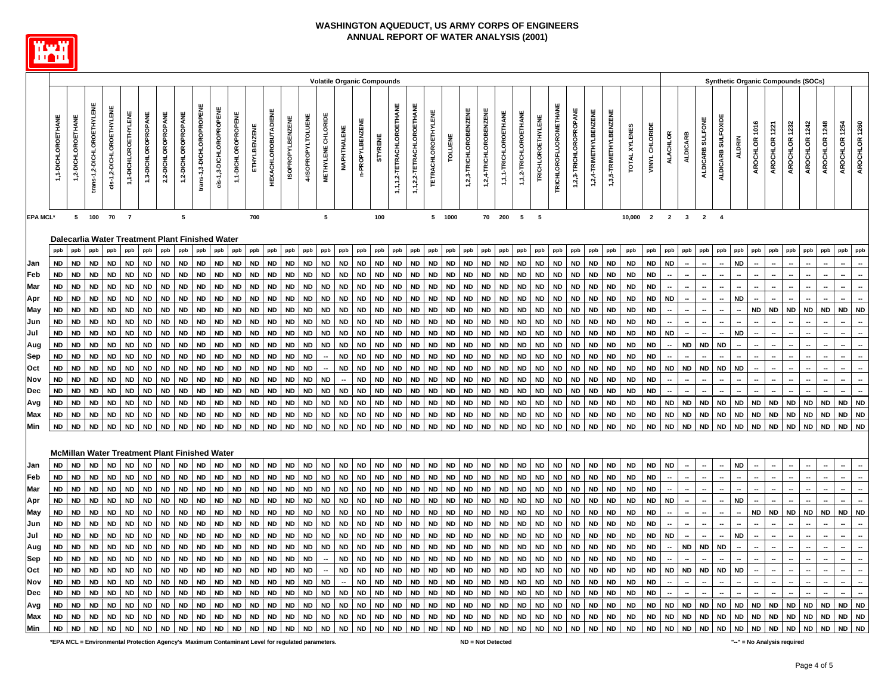# WASHINGTON AQUEDUCT, US ARMY CORPS OF ENGINEERS
## ANNUAL REPORT OF WATER ANALYSIS (2001)

| | Volatile Organic Compounds | | | | | | | | | | | | | | | | | | | | | | | | | | | | | | | | | | Synthetic Organic Compounds (SOCs) | | | | | | | | | | | |
|---|---|---|---|---|---|---|---|---|---|---|---|---|---|---|---|---|---|---|---|---|---|---|---|---|---|---|---|---|---|---|---|---|---|---|---|---|---|---|---|---|---|---|---|---|---|---|
| | 1,1-DICHLOROETHANE | 1,2-DICHLOROETHANE | trans-1,2-DICHLOROETHYLENE | cis-1,2-DICHLOROETHYLENE | 1,1-DICHLOROETHYLENE | 1,3-DICHLOROPROPANE | 2,2-DICHLOROPROPANE | 1,2-DICHLOROPROPANE | trans-1,3-DICHLOROPROPENE | cis-1,3-DICHLOROPROPENE | 1,1-DICHLOROPROPENE | ETHYLBENZENE | HEXACHLOROBUTADIENE | ISOPROPYLBENZENE | 4-ISOPROPYLTOLUENE | METHYLENE CHLORIDE | NAPHTHALENE | n-PROPYLBENZENE | STYRENE | 1,1,1,2-TETRACHLOROETHANE | 1,1,2,2-TETRACHLOROETHANE | TETRACHLOROETHYLENE | TOLUENE | 1,2,3-TRICHLOROBENZENE | 1,2,4-TRICHLOROBENZENE | 1,1,1-TRICHLOROETHANE | 1,1,2-TRICHLOROETHANE | TRICHLOROETHYLENE | TRICHLOROFLUOROMETHANE | 1,2,3-TRICHLOROPROPANE | 1,2,4-TRIMETHYLBENZENE | 1,3,5-TRIMETHYLBENZENE | TOTAL XYLENES | VINYL CHLORIDE | ALACHLOR | ALDICARB | ALDICARB SULFONE | ALDICARB SULFOXIDE | ALDRIN | AROCHLOR 1016 | AROCHLOR 1221 | AROCHLOR 1232 | AROCHLOR 1242 | AROCHLOR 1248 | AROCHLOR 1254 | AROCHLOR 1260 |
| EPA MCL* | | 5 | 100 | 70 | 7 | | | 5 | | | | 700 | | | | 5 | | | 100 | | | 5 | 1000 | | 70 | 200 | 5 | 5 | | | | | 10,000 | 2 | 2 | 3 | 2 | 4 | | | | | | | | |
| **Dalecarlia Water Treatment Plant Finished Water** | | | | | | | | | | | | | | | | | | | | | | | | | | | | | | | | | | | | | | | | | | | | | | |
| | ppb | ppb | ppb | ppb | ppb | ppb | ppb | ppb | ppb | ppb | ppb | ppb | ppb | ppb | ppb | ppb | ppb | ppb | ppb | ppb | ppb | ppb | ppb | ppb | ppb | ppb | ppb | ppb | ppb | ppb | ppb | ppb | ppb | ppb | ppb | ppb | ppb | ppb | ppb | ppb | ppb | ppb | ppb | ppb | ppb | ppb |
| Jan | ND | ND | ND | ND | ND | ND | ND | ND | ND | ND | ND | ND | ND | ND | ND | ND | ND | ND | ND | ND | ND | ND | ND | ND | ND | ND | ND | ND | ND | ND | ND | ND | ND | ND | ND | -- | -- | -- | ND | -- | -- | -- | -- | -- | -- | -- |
| Feb | ND | ND | ND | ND | ND | ND | ND | ND | ND | ND | ND | ND | ND | ND | ND | ND | ND | ND | ND | ND | ND | ND | ND | ND | ND | ND | ND | ND | ND | ND | ND | ND | ND | ND | -- | -- | -- | -- | -- | -- | -- | -- | -- | -- | -- | -- |
| Mar | ND | ND | ND | ND | ND | ND | ND | ND | ND | ND | ND | ND | ND | ND | ND | ND | ND | ND | ND | ND | ND | ND | ND | ND | ND | ND | ND | ND | ND | ND | ND | ND | ND | ND | -- | -- | -- | -- | -- | -- | -- | -- | -- | -- | -- | -- |
| Apr | ND | ND | ND | ND | ND | ND | ND | ND | ND | ND | ND | ND | ND | ND | ND | ND | ND | ND | ND | ND | ND | ND | ND | ND | ND | ND | ND | ND | ND | ND | ND | ND | ND | ND | ND | -- | -- | -- | ND | -- | -- | -- | -- | -- | -- | -- |
| May | ND | ND | ND | ND | ND | ND | ND | ND | ND | ND | ND | ND | ND | ND | ND | ND | ND | ND | ND | ND | ND | ND | ND | ND | ND | ND | ND | ND | ND | ND | ND | ND | ND | ND | -- | -- | -- | -- | -- | ND | ND | ND | ND | ND | ND | ND |
| Jun | ND | ND | ND | ND | ND | ND | ND | ND | ND | ND | ND | ND | ND | ND | ND | ND | ND | ND | ND | ND | ND | ND | ND | ND | ND | ND | ND | ND | ND | ND | ND | ND | ND | ND | -- | -- | -- | -- | -- | -- | -- | -- | -- | -- | -- | -- |
| Jul | ND | ND | ND | ND | ND | ND | ND | ND | ND | ND | ND | ND | ND | ND | ND | ND | ND | ND | ND | ND | ND | ND | ND | ND | ND | ND | ND | ND | ND | ND | ND | ND | ND | ND | ND | -- | -- | -- | ND | -- | -- | -- | -- | -- | -- | -- |
| Aug | ND | ND | ND | ND | ND | ND | ND | ND | ND | ND | ND | ND | ND | ND | ND | ND | ND | ND | ND | ND | ND | ND | ND | ND | ND | ND | ND | ND | ND | ND | ND | ND | ND | ND | -- | ND | ND | ND | -- | -- | -- | -- | -- | -- | -- | -- |
| Sep | ND | ND | ND | ND | ND | ND | ND | ND | ND | ND | ND | ND | ND | ND | ND | -- | ND | ND | ND | ND | ND | ND | ND | ND | ND | ND | ND | ND | ND | ND | ND | ND | ND | ND | -- | -- | -- | -- | -- | -- | -- | -- | -- | -- | -- | -- |
| Oct | ND | ND | ND | ND | ND | ND | ND | ND | ND | ND | ND | ND | ND | ND | ND | -- | ND | ND | ND | ND | ND | ND | ND | ND | ND | ND | ND | ND | ND | ND | ND | ND | ND | ND | ND | ND | ND | ND | ND | -- | -- | -- | -- | -- | -- | -- |
| Nov | ND | ND | ND | ND | ND | ND | ND | ND | ND | ND | ND | ND | ND | ND | ND | ND | -- | ND | ND | ND | ND | ND | ND | ND | ND | ND | ND | ND | ND | ND | ND | ND | ND | ND | -- | -- | -- | -- | -- | -- | -- | -- | -- | -- | -- | -- |
| Dec | ND | ND | ND | ND | ND | ND | ND | ND | ND | ND | ND | ND | ND | ND | ND | ND | ND | ND | ND | ND | ND | ND | ND | ND | ND | ND | ND | ND | ND | ND | ND | ND | ND | ND | -- | -- | -- | -- | -- | -- | -- | -- | -- | -- | -- | -- |
| Avg | ND | ND | ND | ND | ND | ND | ND | ND | ND | ND | ND | ND | ND | ND | ND | ND | ND | ND | ND | ND | ND | ND | ND | ND | ND | ND | ND | ND | ND | ND | ND | ND | ND | ND | ND | ND | ND | ND | ND | ND | ND | ND | ND | ND | ND | ND |
| Max | ND | ND | ND | ND | ND | ND | ND | ND | ND | ND | ND | ND | ND | ND | ND | ND | ND | ND | ND | ND | ND | ND | ND | ND | ND | ND | ND | ND | ND | ND | ND | ND | ND | ND | ND | ND | ND | ND | ND | ND | ND | ND | ND | ND | ND | ND |
| Min | ND | ND | ND | ND | ND | ND | ND | ND | ND | ND | ND | ND | ND | ND | ND | ND | ND | ND | ND | ND | ND | ND | ND | ND | ND | ND | ND | ND | ND | ND | ND | ND | ND | ND | ND | ND | ND | ND | ND | ND | ND | ND | ND | ND | ND | ND |
| **McMillan Water Treatment Plant Finished Water** | | | | | | | | | | | | | | | | | | | | | | | | | | | | | | | | | | | | | | | | | | | | | |
| Jan | ND | ND | ND | ND | ND | ND | ND | ND | ND | ND | ND | ND | ND | ND | ND | ND | ND | ND | ND | ND | ND | ND | ND | ND | ND | ND | ND | ND | ND | ND | ND | ND | ND | ND | ND | -- | -- | -- | ND | -- | -- | -- | -- | -- | -- | -- |
| Feb | ND | ND | ND | ND | ND | ND | ND | ND | ND | ND | ND | ND | ND | ND | ND | ND | ND | ND | ND | ND | ND | ND | ND | ND | ND | ND | ND | ND | ND | ND | ND | ND | ND | ND | -- | -- | -- | -- | -- | -- | -- | -- | -- | -- | -- | -- |
| Mar | ND | ND | ND | ND | ND | ND | ND | ND | ND | ND | ND | ND | ND | ND | ND | ND | ND | ND | ND | ND | ND | ND | ND | ND | ND | ND | ND | ND | ND | ND | ND | ND | ND | ND | -- | -- | -- | -- | -- | -- | -- | -- | -- | -- | -- | -- |
| Apr | ND | ND | ND | ND | ND | ND | ND | ND | ND | ND | ND | ND | ND | ND | ND | ND | ND | ND | ND | ND | ND | ND | ND | ND | ND | ND | ND | ND | ND | ND | ND | ND | ND | ND | ND | -- | -- | -- | ND | -- | -- | -- | -- | -- | -- | -- |
| May | ND | ND | ND | ND | ND | ND | ND | ND | ND | ND | ND | ND | ND | ND | ND | ND | ND | ND | ND | ND | ND | ND | ND | ND | ND | ND | ND | ND | ND | ND | ND | ND | ND | ND | -- | -- | -- | -- | -- | ND | ND | ND | ND | ND | ND | ND |
| Jun | ND | ND | ND | ND | ND | ND | ND | ND | ND | ND | ND | ND | ND | ND | ND | ND | ND | ND | ND | ND | ND | ND | ND | ND | ND | ND | ND | ND | ND | ND | ND | ND | ND | ND | -- | -- | -- | -- | -- | -- | -- | -- | -- | -- | -- | -- |
| Jul | ND | ND | ND | ND | ND | ND | ND | ND | ND | ND | ND | ND | ND | ND | ND | ND | ND | ND | ND | ND | ND | ND | ND | ND | ND | ND | ND | ND | ND | ND | ND | ND | ND | ND | ND | -- | -- | -- | ND | -- | -- | -- | -- | -- | -- | -- |
| Aug | ND | ND | ND | ND | ND | ND | ND | ND | ND | ND | ND | ND | ND | ND | ND | ND | ND | ND | ND | ND | ND | ND | ND | ND | ND | ND | ND | ND | ND | ND | ND | ND | ND | ND | -- | ND | ND | ND | -- | -- | -- | -- | -- | -- | -- | -- |
| Sep | ND | ND | ND | ND | ND | ND | ND | ND | ND | ND | ND | ND | ND | ND | ND | -- | ND | ND | ND | ND | ND | ND | ND | ND | ND | ND | ND | ND | ND | ND | ND | ND | ND | ND | -- | -- | -- | -- | -- | -- | -- | -- | -- | -- | -- | -- |
| Oct | ND | ND | ND | ND | ND | ND | ND | ND | ND | ND | ND | ND | ND | ND | ND | -- | ND | ND | ND | ND | ND | ND | ND | ND | ND | ND | ND | ND | ND | ND | ND | ND | ND | ND | ND | ND | ND | ND | ND | -- | -- | -- | -- | -- | -- | -- |
| Nov | ND | ND | ND | ND | ND | ND | ND | ND | ND | ND | ND | ND | ND | ND | ND | ND | -- | ND | ND | ND | ND | ND | ND | ND | ND | ND | ND | ND | ND | ND | ND | ND | ND | ND | -- | -- | -- | -- | -- | -- | -- | -- | -- | -- | -- | -- |
| Dec | ND | ND | ND | ND | ND | ND | ND | ND | ND | ND | ND | ND | ND | ND | ND | ND | ND | ND | ND | ND | ND | ND | ND | ND | ND | ND | ND | ND | ND | ND | ND | ND | ND | ND | -- | -- | -- | -- | -- | -- | -- | -- | -- | -- | -- | -- |
| Avg | ND | ND | ND | ND | ND | ND | ND | ND | ND | ND | ND | ND | ND | ND | ND | ND | ND | ND | ND | ND | ND | ND | ND | ND | ND | ND | ND | ND | ND | ND | ND | ND | ND | ND | ND | ND | ND | ND | ND | ND | ND | ND | ND | ND | ND | ND |
| Max | ND | ND | ND | ND | ND | ND | ND | ND | ND | ND | ND | ND | ND | ND | ND | ND | ND | ND | ND | ND | ND | ND | ND | ND | ND | ND | ND | ND | ND | ND | ND | ND | ND | ND | ND | ND | ND | ND | ND | ND | ND | ND | ND | ND | ND | ND |
| Min | ND | ND | ND | ND | ND | ND | ND | ND | ND | ND | ND | ND | ND | ND | ND | ND | ND | ND | ND | ND | ND | ND | ND | ND | ND | ND | ND | ND | ND | ND | ND | ND | ND | ND | ND | ND | ND | ND | ND | ND | ND | ND | ND | ND | ND | ND |

*EPA MCL = Environmental Protection Agency's Maximum Contaminant Level for regulated parameters. ND = Not Detected "--" = No Analysis required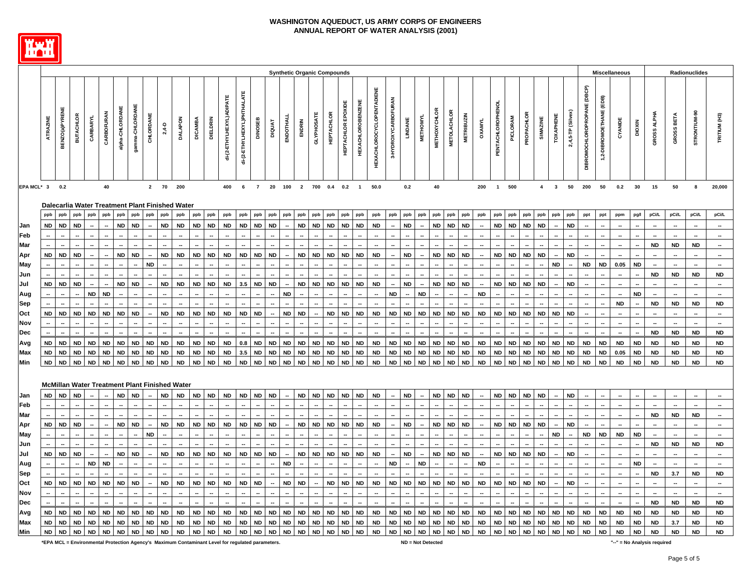# WASHINGTON AQUEDUCT, US ARMY CORPS OF ENGINEERS
## ANNUAL REPORT OF WATER ANALYSIS (2001)

| | Synthetic Organic Compounds | | | | | | | | | | | | | | | | | | | | | | | | | | | | | | | | | | | | Miscellaneous | | | | Radionuclides | | | |
|---|---|---|---|---|---|---|---|---|---|---|---|---|---|---|---|---|---|---|---|---|---|---|---|---|---|---|---|---|---|---|---|---|---|---|---|---|---|---|---|---|---|---|---|---|
| | ATRAZINE | BENZO(a)PYRENE | BUTACHLOR | CARBARYL | CARBOFURAN | alpha-CHLORDANE | gamma-CHLORDANE | CHLORDANE | 2,4-D | DALAPON | DICAMBA | DIELDRIN | di(2-ETHYLHEXYL)ADIPATE | di(2-ETHYLHEXYL)PHTHALATE | DINOSEB | DIQUAT | ENDOTHALL | ENDRIN | GLYPHOSATE | HEPTACHLOR | HEPTACHLOR EPOXIDE | HEXACHLOROBENZENE | HEXACHLOROCYCLOPENTADIENE | 3-HYDROXYCARBOFURAN | LINDANE | METHOMYL | METHOXYCHLOR | METOLACHLOR | METRIBUZIN | OXAMYL | PENTACHLOROPHENOL | PICLORAM | PROPACHLOR | SIMAZINE | TOXAPHENE | 2,4,5-TP (Silvex) | DIBROMOCHLOROPROPANE (DBCP) | 1,2-DIBROMOETHANE (EDB) | CYANIDE | DIOXIN | GROSS ALPHA | GROSS BETA | STRONTIUM-90 | TRITIUM (H3) |
| EPA MCL* | 3 | 0.2 | | | 40 | | | 2 | 70 | 200 | | | 400 | 6 | 7 | 20 | 100 | 2 | 700 | 0.4 | 0.2 | 1 | 50.0 | | 0.2 | | 40 | | | 200 | 1 | 500 | | 4 | 3 | 50 | 200 | 50 | 0.2 | 30 | 15 | 50 | 8 | 20,000 |
| **Dalecarlia Water Treatment Plant Finished Water** | | | | | | | | | | | | | | | | | | | | | | | | | | | | | | | | | | | | | | | | | | | | |
| | ppb | ppb | ppb | ppb | ppb | ppb | ppb | ppb | ppb | ppb | ppb | ppb | ppb | ppb | ppb | ppb | ppb | ppb | ppb | ppb | ppb | ppb | ppb | ppb | ppb | ppb | ppb | ppb | ppb | ppb | ppb | ppb | ppb | ppb | ppb | ppb | ppt | ppt | ppm | pg/l | pCi/L | pCi/L | pCi/L | pCi/L |
| Jan | ND | ND | ND | -- | -- | ND | ND | -- | ND | ND | ND | ND | ND | ND | ND | ND | -- | ND | ND | ND | ND | ND | ND | -- | ND | -- | ND | ND | ND | -- | ND | ND | ND | ND | -- | ND | -- | -- | -- | -- | -- | -- | -- | -- |
| Feb | -- | -- | -- | -- | -- | -- | -- | -- | -- | -- | -- | -- | -- | -- | -- | -- | -- | -- | -- | -- | -- | -- | -- | -- | -- | -- | -- | -- | -- | -- | -- | -- | -- | -- | -- | -- | -- | -- | -- | -- | -- | -- | -- | -- |
| Mar | -- | -- | -- | -- | -- | -- | -- | -- | -- | -- | -- | -- | -- | -- | -- | -- | -- | -- | -- | -- | -- | -- | -- | -- | -- | -- | -- | -- | -- | -- | -- | -- | -- | -- | -- | -- | -- | -- | -- | -- | ND | ND | ND | -- |
| Apr | ND | ND | ND | -- | -- | ND | ND | -- | ND | ND | ND | ND | ND | ND | ND | ND | -- | ND | ND | ND | ND | ND | ND | -- | ND | -- | ND | ND | ND | -- | ND | ND | ND | ND | -- | ND | -- | -- | -- | -- | -- | -- | -- | -- |
| May | -- | -- | -- | -- | -- | -- | -- | ND | -- | -- | -- | -- | -- | -- | -- | -- | -- | -- | -- | -- | -- | -- | -- | -- | -- | -- | -- | -- | -- | -- | -- | -- | -- | -- | ND | -- | ND | ND | 0.05 | ND | -- | -- | -- | -- |
| Jun | -- | -- | -- | -- | -- | -- | -- | -- | -- | -- | -- | -- | -- | -- | -- | -- | -- | -- | -- | -- | -- | -- | -- | -- | -- | -- | -- | -- | -- | -- | -- | -- | -- | -- | -- | -- | -- | -- | -- | -- | ND | ND | ND | ND |
| Jul | ND | ND | ND | -- | -- | ND | ND | -- | ND | ND | ND | ND | ND | 3.5 | ND | ND | -- | ND | ND | ND | ND | ND | ND | -- | ND | -- | ND | ND | ND | -- | ND | ND | ND | ND | -- | ND | -- | -- | -- | -- | -- | -- | -- | -- |
| Aug | -- | -- | -- | ND | ND | -- | -- | -- | -- | -- | -- | -- | -- | -- | -- | -- | ND | -- | -- | -- | -- | -- | -- | ND | -- | ND | -- | -- | -- | ND | -- | -- | -- | -- | -- | -- | -- | -- | -- | ND | -- | -- | -- | -- |
| Sep | -- | -- | -- | -- | -- | -- | -- | -- | -- | -- | -- | -- | -- | -- | -- | -- | -- | -- | -- | -- | -- | -- | -- | -- | -- | -- | -- | -- | -- | -- | -- | -- | -- | -- | -- | -- | -- | -- | ND | -- | ND | ND | ND | ND |
| Oct | ND | ND | ND | ND | ND | ND | ND | -- | ND | ND | ND | ND | ND | ND | ND | -- | ND | ND | -- | ND | ND | ND | ND | ND | ND | ND | ND | ND | ND | ND | ND | ND | ND | ND | ND | ND | -- | -- | -- | -- | -- | -- | -- | -- |
| Nov | -- | -- | -- | -- | -- | -- | -- | -- | -- | -- | -- | -- | -- | -- | -- | -- | -- | -- | -- | -- | -- | -- | -- | -- | -- | -- | -- | -- | -- | -- | -- | -- | -- | -- | -- | -- | -- | -- | -- | -- | -- | -- | -- | -- |
| Dec | -- | -- | -- | -- | -- | -- | -- | -- | -- | -- | -- | -- | -- | -- | -- | -- | -- | -- | -- | -- | -- | -- | -- | -- | -- | -- | -- | -- | -- | -- | -- | -- | -- | -- | -- | -- | -- | -- | -- | -- | ND | ND | ND | ND |
| Avg | ND | ND | ND | ND | ND | ND | ND | ND | ND | ND | ND | ND | ND | 0.8 | ND | ND | ND | ND | ND | ND | ND | ND | ND | ND | ND | ND | ND | ND | ND | ND | ND | ND | ND | ND | ND | ND | ND | ND | ND | ND | ND | ND | ND | ND |
| Max | ND | ND | ND | ND | ND | ND | ND | ND | ND | ND | ND | ND | ND | 3.5 | ND | ND | ND | ND | ND | ND | ND | ND | ND | ND | ND | ND | ND | ND | ND | ND | ND | ND | ND | ND | ND | ND | ND | ND | 0.05 | ND | ND | ND | ND | ND |
| Min | ND | ND | ND | ND | ND | ND | ND | ND | ND | ND | ND | ND | ND | ND | ND | ND | ND | ND | ND | ND | ND | ND | ND | ND | ND | ND | ND | ND | ND | ND | ND | ND | ND | ND | ND | ND | ND | ND | ND | ND | ND | ND | ND | ND |
| **McMillan Water Treatment Plant Finished Water** | | | | | | | | | | | | | | | | | | | | | | | | | | | | | | | | | | | | | | | | | | | | |
| Jan | ND | ND | ND | -- | -- | ND | ND | -- | ND | ND | ND | ND | ND | ND | ND | ND | -- | ND | ND | ND | ND | ND | ND | -- | ND | -- | ND | ND | ND | -- | ND | ND | ND | ND | -- | ND | -- | -- | -- | -- | -- | -- | -- | -- |
| Feb | -- | -- | -- | -- | -- | -- | -- | -- | -- | -- | -- | -- | -- | -- | -- | -- | -- | -- | -- | -- | -- | -- | -- | -- | -- | -- | -- | -- | -- | -- | -- | -- | -- | -- | -- | -- | -- | -- | -- | -- | -- | -- | -- | -- |
| Mar | -- | -- | -- | -- | -- | -- | -- | -- | -- | -- | -- | -- | -- | -- | -- | -- | -- | -- | -- | -- | -- | -- | -- | -- | -- | -- | -- | -- | -- | -- | -- | -- | -- | -- | -- | -- | -- | -- | -- | -- | ND | ND | ND | -- |
| Apr | ND | ND | ND | -- | -- | ND | ND | -- | ND | ND | ND | ND | ND | ND | ND | ND | -- | ND | ND | ND | ND | ND | ND | -- | ND | -- | ND | ND | ND | -- | ND | ND | ND | ND | -- | ND | -- | -- | -- | -- | -- | -- | -- | -- |
| May | -- | -- | -- | -- | -- | -- | -- | ND | -- | -- | -- | -- | -- | -- | -- | -- | -- | -- | -- | -- | -- | -- | -- | -- | -- | -- | -- | -- | -- | -- | -- | -- | -- | -- | ND | -- | ND | ND | ND | ND | -- | -- | -- | -- |
| Jun | -- | -- | -- | -- | -- | -- | -- | -- | -- | -- | -- | -- | -- | -- | -- | -- | -- | -- | -- | -- | -- | -- | -- | -- | -- | -- | -- | -- | -- | -- | -- | -- | -- | -- | -- | -- | -- | -- | -- | -- | ND | ND | ND | ND |
| Jul | ND | ND | ND | -- | -- | ND | ND | -- | ND | ND | ND | ND | ND | ND | ND | ND | -- | ND | ND | ND | ND | ND | ND | -- | ND | -- | ND | ND | ND | -- | ND | ND | ND | ND | -- | ND | -- | -- | -- | -- | -- | -- | -- | -- |
| Aug | -- | -- | -- | ND | ND | -- | -- | -- | -- | -- | -- | -- | -- | -- | -- | -- | ND | -- | -- | -- | -- | -- | -- | ND | -- | ND | -- | -- | -- | ND | -- | -- | -- | -- | -- | -- | -- | -- | -- | ND | -- | -- | -- | -- |
| Sep | -- | -- | -- | -- | -- | -- | -- | -- | -- | -- | -- | -- | -- | -- | -- | -- | -- | -- | -- | -- | -- | -- | -- | -- | -- | -- | -- | -- | -- | -- | -- | -- | -- | -- | -- | -- | -- | -- | -- | -- | ND | 3.7 | ND | ND |
| Oct | ND | ND | ND | ND | ND | ND | ND | -- | ND | ND | ND | ND | ND | ND | ND | -- | ND | ND | -- | ND | ND | ND | ND | ND | ND | ND | ND | ND | ND | ND | ND | ND | ND | ND | -- | ND | -- | -- | -- | -- | -- | -- | -- | -- |
| Nov | -- | -- | -- | -- | -- | -- | -- | -- | -- | -- | -- | -- | -- | -- | -- | -- | -- | -- | -- | -- | -- | -- | -- | -- | -- | -- | -- | -- | -- | -- | -- | -- | -- | -- | -- | -- | -- | -- | -- | -- | -- | -- | -- | -- |
| Dec | -- | -- | -- | -- | -- | -- | -- | -- | -- | -- | -- | -- | -- | -- | -- | -- | -- | -- | -- | -- | -- | -- | -- | -- | -- | -- | -- | -- | -- | -- | -- | -- | -- | -- | -- | -- | -- | -- | -- | -- | ND | ND | ND | ND |
| Avg | ND | ND | ND | ND | ND | ND | ND | ND | ND | ND | ND | ND | ND | ND | ND | ND | ND | ND | ND | ND | ND | ND | ND | ND | ND | ND | ND | ND | ND | ND | ND | ND | ND | ND | ND | ND | ND | ND | ND | ND | ND | ND | ND | ND |
| Max | ND | ND | ND | ND | ND | ND | ND | ND | ND | ND | ND | ND | ND | ND | ND | ND | ND | ND | ND | ND | ND | ND | ND | ND | ND | ND | ND | ND | ND | ND | ND | ND | ND | ND | ND | ND | ND | ND | ND | ND | ND | 3.7 | ND | ND |
| Min | ND | ND | ND | ND | ND | ND | ND | ND | ND | ND | ND | ND | ND | ND | ND | ND | ND | ND | ND | ND | ND | ND | ND | ND | ND | ND | ND | ND | ND | ND | ND | ND | ND | ND | ND | ND | ND | ND | ND | ND | ND | ND | ND | ND |

*EPA MCL = Environmental Protection Agency's Maximum Contaminant Level for regulated parameters.

ND = Not Detected

"--" = No Analysis required